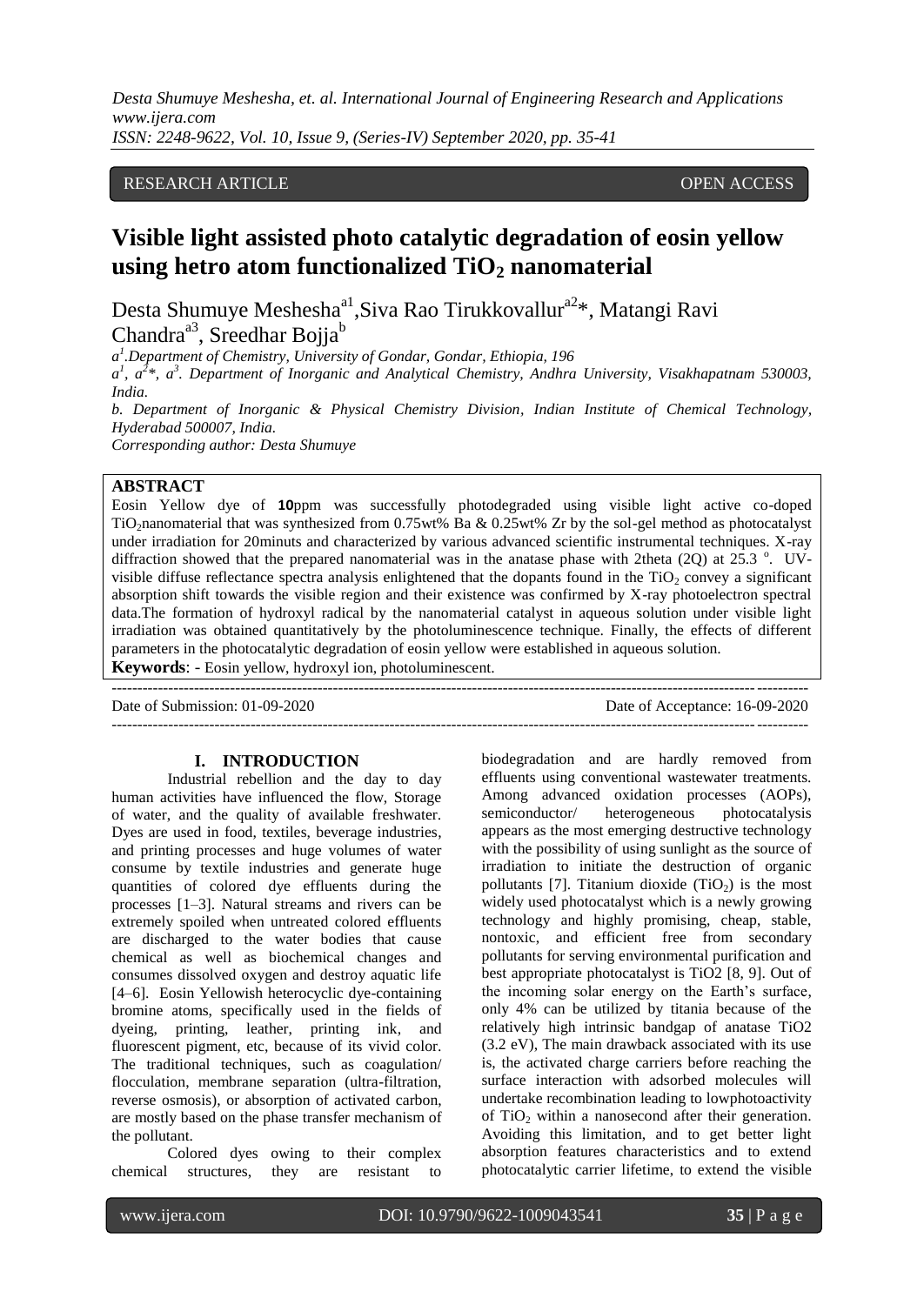RESEARCH ARTICLE OPEN ACCESS

# Visible light assisted photo catalytic degradation of eosin yellow using hetro atom functionalized $TiO_2$ nanomaterial

Desta Shumuye Meshesha[a1], Siva Rao Tirukkovallur[a2]*, Matangi Ravi Chandra[a3], Sreedhar Bojja[b]

[a1].Department of Chemistry, University of Gondar, Gondar, Ethiopia, 196

[a1], [a2]*, [a3]. Department of Inorganic and Analytical Chemistry, Andhra University, Visakhapatnam 530003, India.

b. Department of Inorganic & Physical Chemistry Division, Indian Institute of Chemical Technology, Hyderabad 500007, India.

Corresponding author: Desta Shumuye

## ABSTRACT

Eosin Yellow dye of **10**ppm was successfully photodegraded using visible light active co-doped $TiO_2$nanomaterial that was synthesized from 0.75wt% Ba & 0.25wt% Zr by the sol-gel method as photocatalyst under irradiation for 20minuts and characterized by various advanced scientific instrumental techniques. X-ray diffraction showed that the prepared nanomaterial was in the anatase phase with 2theta (2Q) at 25.3 °. UV-visible diffuse reflectance spectra analysis enlightened that the dopants found in the $TiO_2$ convey a significant absorption shift towards the visible region and their existence was confirmed by X-ray photoelectron spectral data.The formation of hydroxyl radical by the nanomaterial catalyst in aqueous solution under visible light irradiation was obtained quantitatively by the photoluminescence technique. Finally, the effects of different parameters in the photocatalytic degradation of eosin yellow were established in aqueous solution.

**Keywords**: - Eosin yellow, hydroxyl ion, photoluminescent.

Date of Submission: 01-09-2020 Date of Acceptance: 16-09-2020

## I. INTRODUCTION

Industrial rebellion and the day to day human activities have influenced the flow, Storage of water, and the quality of available freshwater. Dyes are used in food, textiles, beverage industries, and printing processes and huge volumes of water consume by textile industries and generate huge quantities of colored dye effluents during the processes [1–3]. Natural streams and rivers can be extremely spoiled when untreated colored effluents are discharged to the water bodies that cause chemical as well as biochemical changes and consumes dissolved oxygen and destroy aquatic life [4–6]. Eosin Yellowish heterocyclic dye-containing bromine atoms, specifically used in the fields of dyeing, printing, leather, printing ink, and fluorescent pigment, etc, because of its vivid color. The traditional techniques, such as coagulation/ flocculation, membrane separation (ultra-filtration, reverse osmosis), or absorption of activated carbon, are mostly based on the phase transfer mechanism of the pollutant.

Colored dyes owing to their complex chemical structures, they are resistant to biodegradation and are hardly removed from effluents using conventional wastewater treatments. Among advanced oxidation processes (AOPs), semiconductor/ heterogeneous photocatalysis appears as the most emerging destructive technology with the possibility of using sunlight as the source of irradiation to initiate the destruction of organic pollutants [7]. Titanium dioxide ($TiO_2$) is the most widely used photocatalyst which is a newly growing technology and highly promising, cheap, stable, nontoxic, and efficient free from secondary pollutants for serving environmental purification and best appropriate photocatalyst is TiO2 [8, 9]. Out of the incoming solar energy on the Earth's surface, only 4% can be utilized by titania because of the relatively high intrinsic bandgap of anatase TiO2 (3.2 eV), The main drawback associated with its use is, the activated charge carriers before reaching the surface interaction with adsorbed molecules will undertake recombination leading to lowphotoactivity of $TiO_2$ within a nanosecond after their generation. Avoiding this limitation, and to get better light absorption features characteristics and to extend photocatalytic carrier lifetime, to extend the visible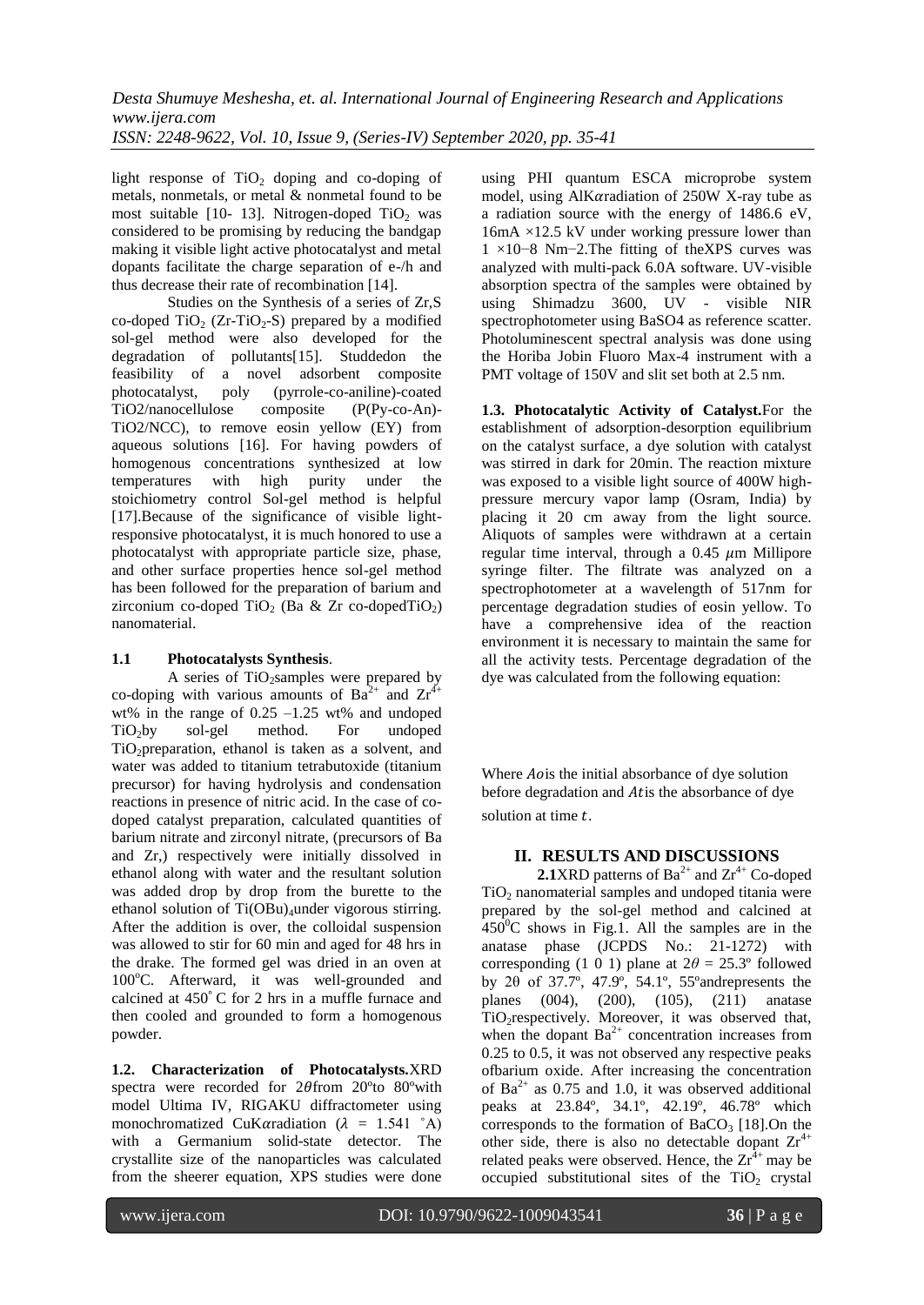light response of $TiO_2$ doping and co-doping of metals, nonmetals, or metal & nonmetal found to be most suitable [10- 13]. Nitrogen-doped $TiO_2$ was considered to be promising by reducing the bandgap making it visible light active photocatalyst and metal dopants facilitate the charge separation of e-/h and thus decrease their rate of recombination [14].

Studies on the Synthesis of a series of Zr,S co-doped $TiO_2$ (Zr-$TiO_2$-S) prepared by a modified sol-gel method were also developed for the degradation of pollutants[15]. Studdedon the feasibility of a novel adsorbent composite photocatalyst, poly (pyrrole-co-aniline)-coated TiO2/nanocellulose composite (P(Py-co-An)-TiO2/NCC), to remove eosin yellow (EY) from aqueous solutions [16]. For having powders of homogenous concentrations synthesized at low temperatures with high purity under the stoichiometry control Sol-gel method is helpful [17].Because of the significance of visible light-responsive photocatalyst, it is much honored to use a photocatalyst with appropriate particle size, phase, and other surface properties hence sol-gel method has been followed for the preparation of barium and zirconium co-doped $TiO_2$ (Ba & Zr co-doped$TiO_2$) nanomaterial.

### 1.1 Photocatalysts Synthesis.

A series of $TiO_2$samples were prepared by co-doping with various amounts of $Ba^{2+}$ and $Zr^{4+}$ wt% in the range of 0.25 –1.25 wt% and undoped $TiO_2$by sol-gel method. For undoped $TiO_2$preparation, ethanol is taken as a solvent, and water was added to titanium tetrabutoxide (titanium precursor) for having hydrolysis and condensation reactions in presence of nitric acid. In the case of co-doped catalyst preparation, calculated quantities of barium nitrate and zirconyl nitrate, (precursors of Ba and Zr,) respectively were initially dissolved in ethanol along with water and the resultant solution was added drop by drop from the burette to the ethanol solution of $Ti(OBu)_4$under vigorous stirring. After the addition is over, the colloidal suspension was allowed to stir for 60 min and aged for 48 hrs in the drake. The formed gel was dried in an oven at 100°C. Afterward, it was well-grounded and calcined at 450° C for 2 hrs in a muffle furnace and then cooled and grounded to form a homogenous powder.

**1.2. Characterization of Photocatalysts.**XRD spectra were recorded for $2\theta$from 20ºto 80ºwith model Ultima IV, RIGAKU diffractometer using monochromatized CuK$\alpha$radiation ($\lambda$ = 1.541 °A) with a Germanium solid-state detector. The crystallite size of the nanoparticles was calculated from the sheerer equation, XPS studies were done using PHI quantum ESCA microprobe system model, using AlK$\alpha$radiation of 250W X-ray tube as a radiation source with the energy of 1486.6 eV, 16mA ×12.5 kV under working pressure lower than 1 ×10−8 Nm−2.The fitting of theXPS curves was analyzed with multi-pack 6.0A software. UV-visible absorption spectra of the samples were obtained by using Shimadzu 3600, UV - visible NIR spectrophotometer using BaSO4 as reference scatter. Photoluminescent spectral analysis was done using the Horiba Jobin Fluoro Max-4 instrument with a PMT voltage of 150V and slit set both at 2.5 nm.

**1.3. Photocatalytic Activity of Catalyst.**For the establishment of adsorption-desorption equilibrium on the catalyst surface, a dye solution with catalyst was stirred in dark for 20min. The reaction mixture was exposed to a visible light source of 400W high-pressure mercury vapor lamp (Osram, India) by placing it 20 cm away from the light source. Aliquots of samples were withdrawn at a certain regular time interval, through a 0.45 $\mu$m Millipore syringe filter. The filtrate was analyzed on a spectrophotometer at a wavelength of 517nm for percentage degradation studies of eosin yellow. To have a comprehensive idea of the reaction environment it is necessary to maintain the same for all the activity tests. Percentage degradation of the dye was calculated from the following equation:

Where $Ao$is the initial absorbance of dye solution before degradation and $At$is the absorbance of dye solution at time $t$.

## II. RESULTS AND DISCUSSIONS

**2.1**XRD patterns of $Ba^{2+}$ and $Zr^{4+}$ Co-doped $TiO_2$ nanomaterial samples and undoped titania were prepared by the sol-gel method and calcined at 450°C shows in Fig.1. All the samples are in the anatase phase (JCPDS No.: 21-1272) with corresponding (1 0 1) plane at $2\theta$ = 25.3º followed by 2θ of 37.7º, 47.9º, 54.1º, 55ºandrepresents the planes (004), (200), (105), (211) anatase $TiO_2$respectively. Moreover, it was observed that, when the dopant $Ba^{2+}$ concentration increases from 0.25 to 0.5, it was not observed any respective peaks ofbarium oxide. After increasing the concentration of $Ba^{2+}$ as 0.75 and 1.0, it was observed additional peaks at 23.84º, 34.1º, 42.19º, 46.78º which corresponds to the formation of $BaCO_3$ [18].On the other side, there is also no detectable dopant $Zr^{4+}$ related peaks were observed. Hence, the $Zr^{4+}$ may be occupied substitutional sites of the $TiO_2$ crystal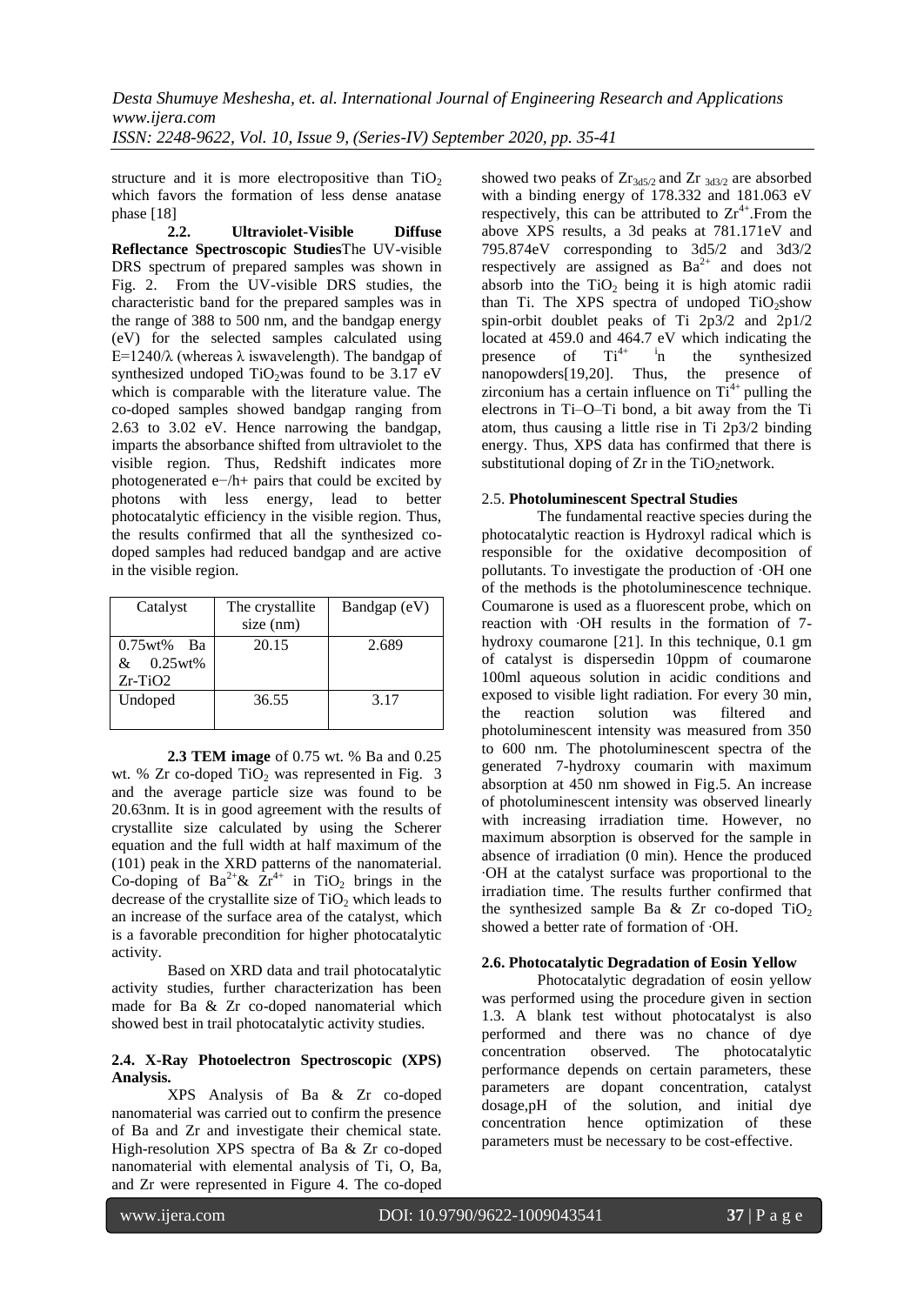structure and it is more electropositive than $TiO_2$ which favors the formation of less dense anatase phase [18]

**2.2. Ultraviolet-Visible Diffuse Reflectance Spectroscopic Studies**The UV-visible DRS spectrum of prepared samples was shown in Fig. 2. From the UV-visible DRS studies, the characteristic band for the prepared samples was in the range of 388 to 500 nm, and the bandgap energy (eV) for the selected samples calculated using $E=1240/\lambda$ (whereas $\lambda$ iswavelength). The bandgap of synthesized undoped $TiO_2$was found to be 3.17 eV which is comparable with the literature value. The co-doped samples showed bandgap ranging from 2.63 to 3.02 eV. Hence narrowing the bandgap, imparts the absorbance shifted from ultraviolet to the visible region. Thus, Redshift indicates more photogenerated $e^-/h^+$ pairs that could be excited by photons with less energy, lead to better photocatalytic efficiency in the visible region. Thus, the results confirmed that all the synthesized co-doped samples had reduced bandgap and are active in the visible region.

| Catalyst | The crystallite size (nm) | Bandgap (eV) |
|---|---|---|
| 0.75wt% Ba & 0.25wt% Zr-TiO2 | 20.15 | 2.689 |
| Undoped | 36.55 | 3.17 |

**2.3 TEM image** of 0.75 wt. % Ba and 0.25 wt. % Zr co-doped $TiO_2$ was represented in Fig. 3 and the average particle size was found to be 20.63nm. It is in good agreement with the results of crystallite size calculated by using the Scherer equation and the full width at half maximum of the (101) peak in the XRD patterns of the nanomaterial. Co-doping of $Ba^{2+}$& $Zr^{4+}$ in $TiO_2$ brings in the decrease of the crystallite size of $TiO_2$ which leads to an increase of the surface area of the catalyst, which is a favorable precondition for higher photocatalytic activity.

Based on XRD data and trail photocatalytic activity studies, further characterization has been made for Ba & Zr co-doped nanomaterial which showed best in trail photocatalytic activity studies.

**2.4. X-Ray Photoelectron Spectroscopic (XPS) Analysis.**

XPS Analysis of Ba & Zr co-doped nanomaterial was carried out to confirm the presence of Ba and Zr and investigate their chemical state. High-resolution XPS spectra of Ba & Zr co-doped nanomaterial with elemental analysis of Ti, O, Ba, and Zr were represented in Figure 4. The co-doped showed two peaks of $Zr_{3d5/2}$ and Zr $_{3d3/2}$ are absorbed with a binding energy of 178.332 and 181.063 eV respectively, this can be attributed to $Zr^{4+}$.From the above XPS results, a 3d peaks at 781.171eV and 795.874eV corresponding to 3d5/2 and 3d3/2 respectively are assigned as $Ba^{2+}$ and does not absorb into the $TiO_2$ being it is high atomic radii than Ti. The XPS spectra of undoped $TiO_2$show spin-orbit doublet peaks of Ti 2p3/2 and 2p1/2 located at 459.0 and 464.7 eV which indicating the presence of $Ti^{4+}$ in the synthesized nanopowders[19,20]. Thus, the presence of zirconium has a certain influence on $Ti^{4+}$ pulling the electrons in Ti–O–Ti bond, a bit away from the Ti atom, thus causing a little rise in Ti 2p3/2 binding energy. Thus, XPS data has confirmed that there is substitutional doping of Zr in the $TiO_2$network.

2.5. **Photoluminescent Spectral Studies**

The fundamental reactive species during the photocatalytic reaction is Hydroxyl radical which is responsible for the oxidative decomposition of pollutants. To investigate the production of ·OH one of the methods is the photoluminescence technique. Coumarone is used as a fluorescent probe, which on reaction with ·OH results in the formation of 7-hydroxy coumarone [21]. In this technique, 0.1 gm of catalyst is dispersedin 10ppm of coumarone 100ml aqueous solution in acidic conditions and exposed to visible light radiation. For every 30 min, the reaction solution was filtered and photoluminescent intensity was measured from 350 to 600 nm. The photoluminescent spectra of the generated 7-hydroxy coumarin with maximum absorption at 450 nm showed in Fig.5. An increase of photoluminescent intensity was observed linearly with increasing irradiation time. However, no maximum absorption is observed for the sample in absence of irradiation (0 min). Hence the produced ·OH at the catalyst surface was proportional to the irradiation time. The results further confirmed that the synthesized sample Ba & Zr co-doped $TiO_2$ showed a better rate of formation of ·OH.

**2.6. Photocatalytic Degradation of Eosin Yellow**

Photocatalytic degradation of eosin yellow was performed using the procedure given in section 1.3. A blank test without photocatalyst is also performed and there was no chance of dye concentration observed. The photocatalytic performance depends on certain parameters, these parameters are dopant concentration, catalyst dosage,pH of the solution, and initial dye concentration hence optimization of these parameters must be necessary to be cost-effective.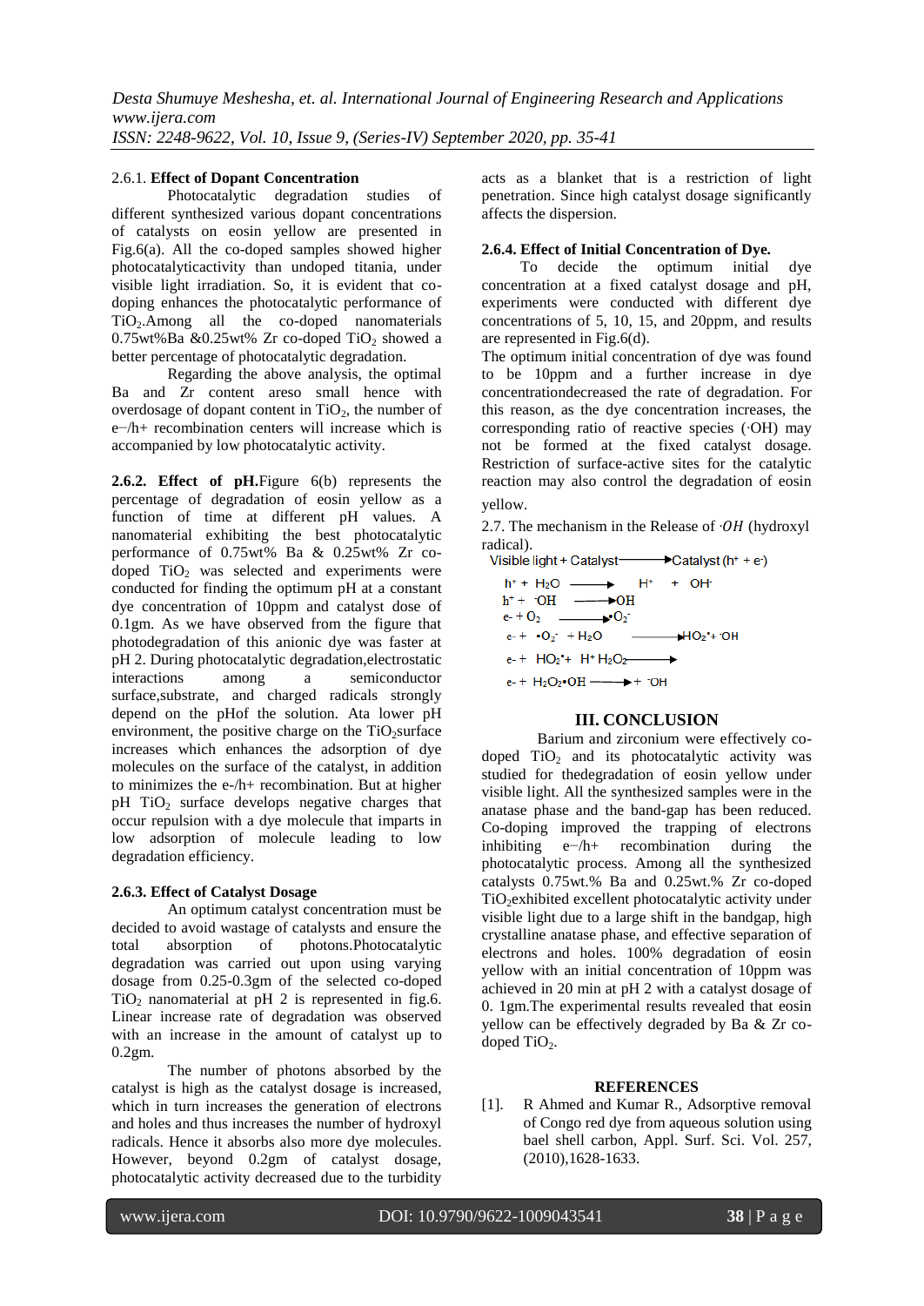#### 2.6.1. **Effect of Dopant Concentration**

Photocatalytic degradation studies of different synthesized various dopant concentrations of catalysts on eosin yellow are presented in Fig.6(a). All the co-doped samples showed higher photocatalyticactivity than undoped titania, under visible light irradiation. So, it is evident that co-doping enhances the photocatalytic performance of $TiO_2$.Among all the co-doped nanomaterials 0.75wt%Ba &0.25wt% Zr co-doped $TiO_2$ showed a better percentage of photocatalytic degradation.

Regarding the above analysis, the optimal Ba and Zr content areso small hence with overdosage of dopant content in $TiO_2$, the number of e−/h+ recombination centers will increase which is accompanied by low photocatalytic activity.

**2.6.2. Effect of pH.**Figure 6(b) represents the percentage of degradation of eosin yellow as a function of time at different pH values. A nanomaterial exhibiting the best photocatalytic performance of 0.75wt% Ba & 0.25wt% Zr co-doped $TiO_2$ was selected and experiments were conducted for finding the optimum pH at a constant dye concentration of 10ppm and catalyst dose of 0.1gm. As we have observed from the figure that photodegradation of this anionic dye was faster at pH 2. During photocatalytic degradation,electrostatic interactions among a semiconductor surface,substrate, and charged radicals strongly depend on the pHof the solution. Ata lower pH environment, the positive charge on the $TiO_2$surface increases which enhances the adsorption of dye molecules on the surface of the catalyst, in addition to minimizes the e-/h+ recombination. But at higher pH $TiO_2$ surface develops negative charges that occur repulsion with a dye molecule that imparts in low adsorption of molecule leading to low degradation efficiency.

#### 2.6.3. Effect of Catalyst Dosage

An optimum catalyst concentration must be decided to avoid wastage of catalysts and ensure the total absorption of photons.Photocatalytic degradation was carried out upon using varying dosage from 0.25-0.3gm of the selected co-doped $TiO_2$ nanomaterial at pH 2 is represented in fig.6. Linear increase rate of degradation was observed with an increase in the amount of catalyst up to 0.2gm.

The number of photons absorbed by the catalyst is high as the catalyst dosage is increased, which in turn increases the generation of electrons and holes and thus increases the number of hydroxyl radicals. Hence it absorbs also more dye molecules. However, beyond 0.2gm of catalyst dosage, photocatalytic activity decreased due to the turbidity acts as a blanket that is a restriction of light penetration. Since high catalyst dosage significantly affects the dispersion.

#### 2.6.4. Effect of Initial Concentration of Dye.

To decide the optimum initial dye concentration at a fixed catalyst dosage and pH, experiments were conducted with different dye concentrations of 5, 10, 15, and 20ppm, and results are represented in Fig.6(d).

The optimum initial concentration of dye was found to be 10ppm and a further increase in dye concentrationdecreased the rate of degradation. For this reason, as the dye concentration increases, the corresponding ratio of reactive species (·OH) may not be formed at the fixed catalyst dosage. Restriction of surface-active sites for the catalytic reaction may also control the degradation of eosin yellow.

2.7. The mechanism in the Release of *·OH* (hydroxyl radical).

$$\text{Visible light} + \text{Catalyst} \longrightarrow \text{Catalyst}(h^+ + e^-)$$
$$h^+ + H_2O \longrightarrow H^+ + OH^-$$
$$h^+ + {}^-OH \longrightarrow {}^\bullet OH$$
$$e^- + O_2 \longrightarrow {}^\bullet O_2^-$$
$$e^- + {}^\bullet O_2^- + H_2O \longrightarrow HO_2^\bullet + {}^-OH$$
$$e^- + HO_2^\bullet + H^+ \; H_2O_2 \longrightarrow$$
$$e^- + H_2O_2{}^\bullet OH \longrightarrow + {}^-OH$$

## III. CONCLUSION

Barium and zirconium were effectively co-doped $TiO_2$ and its photocatalytic activity was studied for thedegradation of eosin yellow under visible light. All the synthesized samples were in the anatase phase and the band-gap has been reduced. Co-doping improved the trapping of electrons inhibiting e−/h+ recombination during the photocatalytic process. Among all the synthesized catalysts 0.75wt.% Ba and 0.25wt.% Zr co-doped $TiO_2$exhibited excellent photocatalytic activity under visible light due to a large shift in the bandgap, high crystalline anatase phase, and effective separation of electrons and holes. 100% degradation of eosin yellow with an initial concentration of 10ppm was achieved in 20 min at pH 2 with a catalyst dosage of 0. 1gm.The experimental results revealed that eosin yellow can be effectively degraded by Ba & Zr co-doped $TiO_2$.

## REFERENCES

[1]. R Ahmed and Kumar R., Adsorptive removal of Congo red dye from aqueous solution using bael shell carbon, Appl. Surf. Sci. Vol. 257, (2010),1628-1633.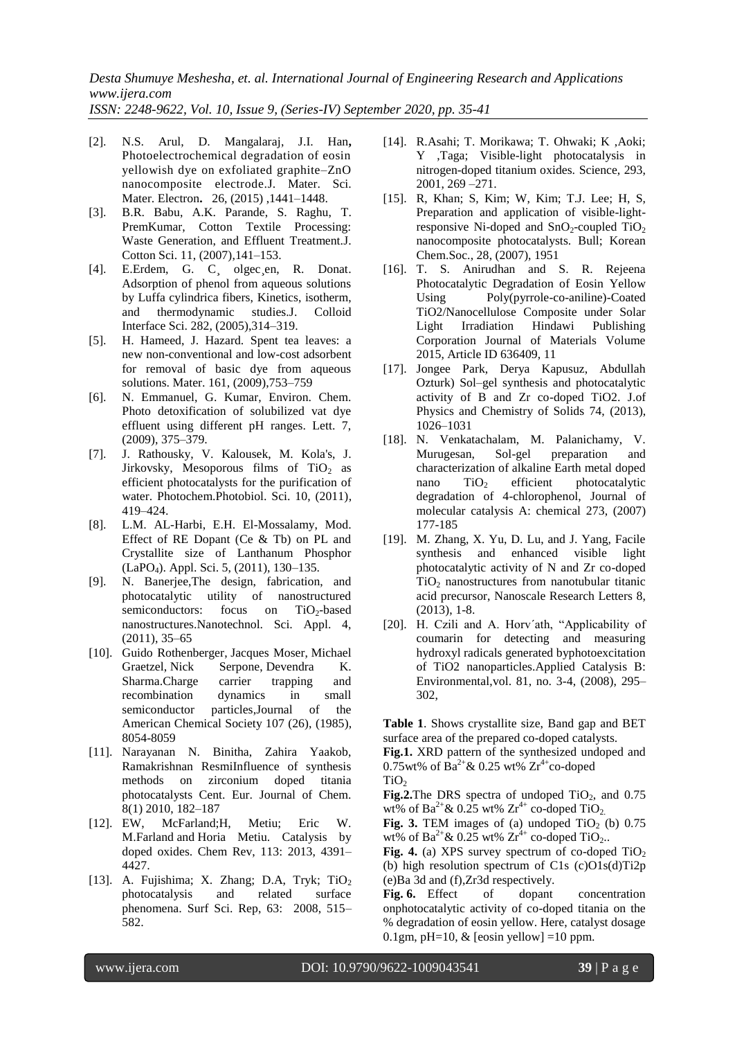[2]. N.S. Arul, D. Mangalaraj, J.I. Han**,** Photoelectrochemical degradation of eosin yellowish dye on exfoliated graphite–ZnO nanocomposite electrode.J. Mater. Sci. Mater. Electron**.** 26, (2015) ,1441–1448.

[3]. B.R. Babu, A.K. Parande, S. Raghu, T. PremKumar, Cotton Textile Processing: Waste Generation, and Effluent Treatment.J. Cotton Sci. 11, (2007),141–153.

[4]. E.Erdem, G. C¸ olgec¸en, R. Donat. Adsorption of phenol from aqueous solutions by Luffa cylindrica fibers, Kinetics, isotherm, and thermodynamic studies.J. Colloid Interface Sci. 282, (2005),314–319.

[5]. H. Hameed, J. Hazard. Spent tea leaves: a new non-conventional and low-cost adsorbent for removal of basic dye from aqueous solutions. Mater. 161, (2009),753–759

[6]. N. Emmanuel, G. Kumar, Environ. Chem. Photo detoxification of solubilized vat dye effluent using different pH ranges. Lett. 7, (2009), 375–379.

[7]. J. Rathousky, V. Kalousek, M. Kola's, J. Jirkovsky, Mesoporous films of $TiO_2$ as efficient photocatalysts for the purification of water. Photochem.Photobiol. Sci. 10, (2011), 419–424.

[8]. L.M. AL-Harbi, E.H. El-Mossalamy, Mod. Effect of RE Dopant (Ce & Tb) on PL and Crystallite size of Lanthanum Phosphor ($LaPO_4$). Appl. Sci. 5, (2011), 130–135.

[9]. N. Banerjee,The design, fabrication, and photocatalytic utility of nanostructured semiconductors: focus on $TiO_2$-based nanostructures.Nanotechnol. Sci. Appl. 4, (2011), 35–65

[10]. Guido Rothenberger, Jacques Moser, Michael Graetzel, Nick Serpone, Devendra K. Sharma.Charge carrier trapping and recombination dynamics in small semiconductor particles,Journal of the American Chemical Society 107 (26), (1985), 8054-8059

[11]. Narayanan N. Binitha, Zahira Yaakob, Ramakrishnan ResmiInfluence of synthesis methods on zirconium doped titania photocatalysts Cent. Eur. Journal of Chem. 8(1) 2010, 182–187

[12]. EW, McFarland;H, Metiu; Eric W. M.Farland and Horia Metiu. Catalysis by doped oxides. Chem Rev, 113: 2013, 4391–4427.

[13]. A. Fujishima; X. Zhang; D.A, Tryk; $TiO_2$ photocatalysis and related surface phenomena. Surf Sci. Rep, 63: 2008, 515–582.

[14]. R.Asahi; T. Morikawa; T. Ohwaki; K ,Aoki; Y ,Taga; Visible-light photocatalysis in nitrogen-doped titanium oxides. Science, 293, 2001, 269 –271.

[15]. R, Khan; S, Kim; W, Kim; T.J. Lee; H, S, Preparation and application of visible-light-responsive Ni-doped and $SnO_2$-coupled $TiO_2$ nanocomposite photocatalysts. Bull; Korean Chem.Soc., 28, (2007), 1951

[16]. T. S. Anirudhan and S. R. Rejeena Photocatalytic Degradation of Eosin Yellow Using Poly(pyrrole-co-aniline)-Coated TiO2/Nanocellulose Composite under Solar Light Irradiation Hindawi Publishing Corporation Journal of Materials Volume 2015, Article ID 636409, 11

[17]. Jongee Park, Derya Kapusuz, Abdullah Ozturk) Sol–gel synthesis and photocatalytic activity of B and Zr co-doped TiO2. J.of Physics and Chemistry of Solids 74, (2013), 1026–1031

[18]. N. Venkatachalam, M. Palanichamy, V. Murugesan, Sol-gel preparation and characterization of alkaline Earth metal doped nano $TiO_2$ efficient photocatalytic degradation of 4-chlorophenol, Journal of molecular catalysis A: chemical 273, (2007) 177-185

[19]. M. Zhang, X. Yu, D. Lu, and J. Yang, Facile synthesis and enhanced visible light photocatalytic activity of N and Zr co-doped $TiO_2$ nanostructures from nanotubular titanic acid precursor, Nanoscale Research Letters 8, (2013), 1-8.

[20]. H. Czili and A. Horv´ath, "Applicability of coumarin for detecting and measuring hydroxyl radicals generated byphotoexcitation of TiO2 nanoparticles.Applied Catalysis B: Environmental,vol. 81, no. 3-4, (2008), 295–302,

**Table 1**. Shows crystallite size, Band gap and BET surface area of the prepared co-doped catalysts.

**Fig.1.** XRD pattern of the synthesized undoped and 0.75wt% of $Ba^{2+}$& 0.25 wt% $Zr^{4+}$co-doped $TiO_2$

**Fig.2.**The DRS spectra of undoped $TiO_2$, and 0.75 wt% of $Ba^{2+}$& 0.25 wt% $Zr^{4+}$ co-doped $TiO_2$.

**Fig. 3.** TEM images of (a) undoped $TiO_2$ (b) 0.75 wt% of $Ba^{2+}$& 0.25 wt% $Zr^{4+}$ co-doped $TiO_2$..

**Fig. 4.** (a) XPS survey spectrum of co-doped $TiO_2$ (b) high resolution spectrum of C1s (c)O1s(d)Ti2p (e)Ba 3d and (f),Zr3d respectively.

**Fig. 6.** Effect of dopant concentration onphotocatalytic activity of co-doped titania on the % degradation of eosin yellow. Here, catalyst dosage 0.1gm, pH=10, & [eosin yellow] =10 ppm.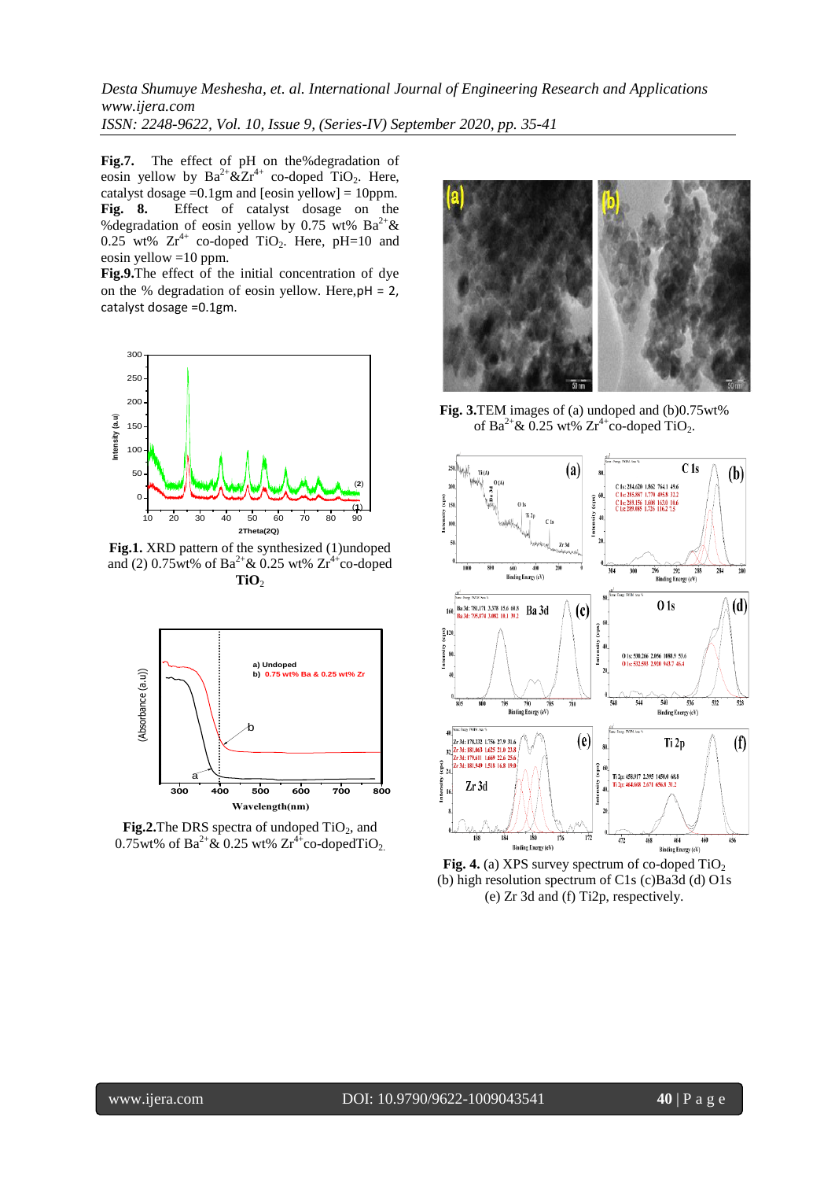**Fig.7.** The effect of pH on the%degradation of eosin yellow by $Ba^{2+}$&$Zr^{4+}$ co-doped $TiO_2$. Here, catalyst dosage =0.1gm and [eosin yellow] = 10ppm.

**Fig. 8.** Effect of catalyst dosage on the %degradation of eosin yellow by 0.75 wt% $Ba^{2+}$& 0.25 wt% $Zr^{4+}$ co-doped $TiO_2$. Here, pH=10 and eosin yellow =10 ppm.

**Fig.9.**The effect of the initial concentration of dye on the % degradation of eosin yellow. Here,pH = 2, catalyst dosage =0.1gm.

**Fig.1.** XRD pattern of the synthesized (1)undoped and (2) 0.75wt% of $Ba^{2+}$& 0.25 wt% $Zr^{4+}$co-doped **$TiO_2$**

**Fig.2.**The DRS spectra of undoped $TiO_2$, and 0.75wt% of $Ba^{2+}$& 0.25 wt% $Zr^{4+}$co-doped$TiO_2$.

**Fig. 3.**TEM images of (a) undoped and (b)0.75wt% of $Ba^{2+}$& 0.25 wt% $Zr^{4+}$co-doped $TiO_2$.

**Fig. 4.** (a) XPS survey spectrum of co-doped $TiO_2$ (b) high resolution spectrum of C1s (c)Ba3d (d) O1s (e) Zr 3d and (f) Ti2p, respectively.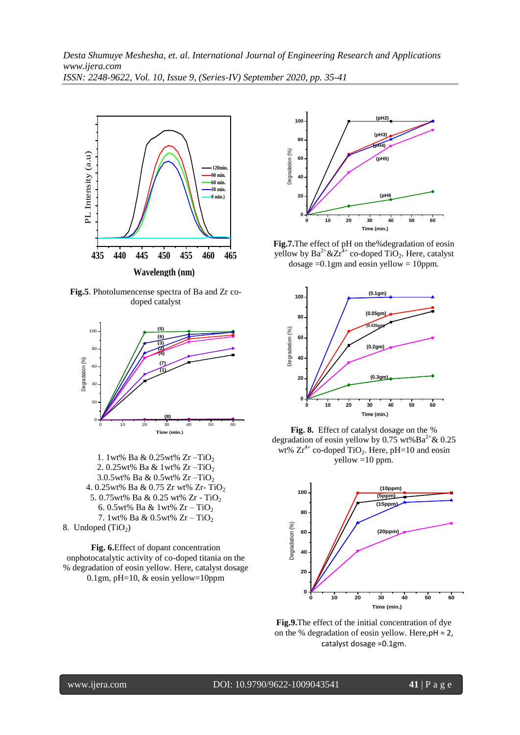PL Intensity (a.u)

120min.
90 min.
60 min.
30 min.
0 min.)

435 440 445 450 455 460 465

Wavelength (nm)

**Fig.5**. Photolumencense spectra of Ba and Zr co-doped catalyst

Degradation (%)

(5)
(6)
(3)
(2)
(4)
(7)
(1)
(8)

Time (min.)

1. 1wt% Ba & 0.25wt% Zr –$TiO_2$
2. 0.25wt% Ba & 1wt% Zr –$TiO_2$
3. 0.5wt% Ba & 0.5wt% Zr –$TiO_2$
4. 0.25wt% Ba & 0.75 Zr wt% Zr- $TiO_2$
5. 0.75wt% Ba & 0.25 wt% Zr - $TiO_2$
6. 0.5wt% Ba & 1wt% Zr – $TiO_2$
7. 1wt% Ba & 0.5wt% Zr – $TiO_2$
8. Undoped ($TiO_2$)

**Fig. 6.**Effect of dopant concentration onphotocatalytic activity of co-doped titania on the % degradation of eosin yellow. Here, catalyst dosage 0.1gm, pH=10, & eosin yellow=10ppm

Degradation (%)

(pH2)
(pH3)
(pH4)
(pH5)
(pH8

Time (min.)

**Fig.7.**The effect of pH on the%degradation of eosin yellow by $Ba^{2+}$&$Zr^{4+}$ co-doped $TiO_2$. Here, catalyst dosage =0.1gm and eosin yellow = 10ppm.

Degradation (%)

(0.1gm)
(0.05gm)
(0.025gm)
(0.2gm)
(0.3gm)

Time (min.)

**Fig. 8.** Effect of catalyst dosage on the % degradation of eosin yellow by 0.75 wt%$Ba^{2+}$& 0.25 wt% $Zr^{4+}$ co-doped $TiO_2$. Here, pH=10 and eosin yellow =10 ppm.

Degradation (%)

(10ppm)
(5ppm)
(15ppm)
(20ppm)

Time (min.)

**Fig.9.**The effect of the initial concentration of dye on the % degradation of eosin yellow. Here,pH = 2, catalyst dosage =0.1gm.